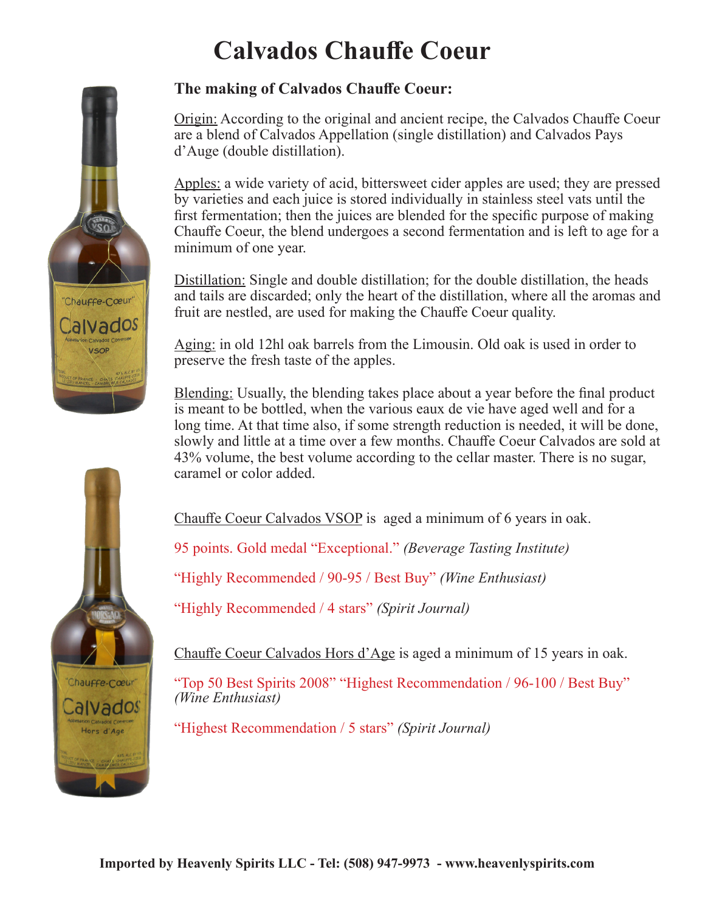# Calvados Chauffe Coeur

### The making of Calvados Chauffe Coeur:

Origin: According to the original and ancient recipe, the Calvados Chauffe Coeur are a blend of Calvados Appellation (single distillation) and Calvados Pays d'Auge (double distillation).

Apples: a wide variety of acid, bittersweet cider apples are used; they are pressed by varieties and each juice is stored individually in stainless steel vats until the first fermentation; then the juices are blended for the specific purpose of making Chauffe Coeur, the blend undergoes a second fermentation and is left to age for a minimum of one year.

Distillation: Single and double distillation; for the double distillation, the heads and tails are discarded; only the heart of the distillation, where all the aromas and fruit are nestled, are used for making the Chauffe Coeur quality.

Aging: in old 12hl oak barrels from the Limousin. Old oak is used in order to preserve the fresh taste of the apples.

Blending: Usually, the blending takes place about a year before the final product is meant to be bottled, when the various eaux de vie have aged well and for a long time. At that time also, if some strength reduction is needed, it will be done, slowly and little at a time over a few months. Chauffe Coeur Calvados are sold at 43% volume, the best volume according to the cellar master. There is no sugar, caramel or color added.

Chauffe Coeur Calvados VSOP is aged a minimum of 6 years in oak.

95 points. Gold medal "Exceptional." *(Beverage Tasting Institute)*

"Highly Recommended / 90-95 / Best Buy" *(Wine Enthusiast)*

"Highly Recommended / 4 stars" *(Spirit Journal)*

Chauffe Coeur Calvados Hors d'Age is aged a minimum of 15 years in oak.

"Top 50 Best Spirits 2008" "Highest Recommendation / 96-100 / Best Buy" *(Wine Enthusiast)*

"Highest Recommendation / 5 stars" *(Spirit Journal)*

**Imported by Heavenly Spirits LLC - Tel: (508) 947-9973 - www.heavenlyspirits.com**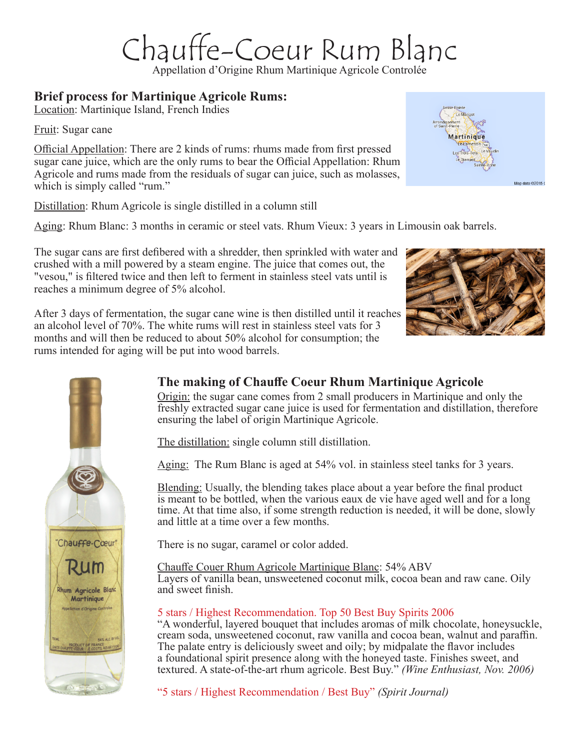# Chauffe-Coeur Rum Blanc

Appellation d'Origine Rhum Martinique Agricole Controlée

## Brief process for Martinique Agricole Rums:

Location: Martinique Island, French Indies

Fruit: Sugar cane

Official Appellation: There are 2 kinds of rums: rhums made from first pressed sugar cane juice, which are the only rums to bear the Official Appellation: Rhum Agricole and rums made from the residuals of sugar can juice, such as molasses, which is simply called "rum."

Distillation: Rhum Agricole is single distilled in a column still

Aging: Rhum Blanc: 3 months in ceramic or steel vats. Rhum Vieux: 3 years in Limousin oak barrels.

The sugar cans are first defibered with a shredder, then sprinkled with water and crushed with a mill powered by a steam engine. The juice that comes out, the "vesou," is filtered twice and then left to ferment in stainless steel vats until is reaches a minimum degree of 5% alcohol.

After 3 days of fermentation, the sugar cane wine is then distilled until it reaches an alcohol level of 70%. The white rums will rest in stainless steel vats for 3 months and will then be reduced to about 50% alcohol for consumption; the rums intended for aging will be put into wood barrels.

## The making of Chauffe Coeur Rhum Martinique Agricole

Origin: the sugar cane comes from 2 small producers in Martinique and only the freshly extracted sugar cane juice is used for fermentation and distillation, therefore ensuring the label of origin Martinique Agricole.

The distillation: single column still distillation.

Aging: The Rum Blanc is aged at 54% vol. in stainless steel tanks for 3 years.

Blending: Usually, the blending takes place about a year before the final product is meant to be bottled, when the various eaux de vie have aged well and for a long time. At that time also, if some strength reduction is needed, it will be done, slowly and little at a time over a few months.

There is no sugar, caramel or color added.

Chauffe Couer Rhum Agricole Martinique Blanc: 54% ABV
Layers of vanilla bean, unsweetened coconut milk, cocoa bean and raw cane. Oily and sweet finish.

5 stars / Highest Recommendation. Top 50 Best Buy Spirits 2006
"A wonderful, layered bouquet that includes aromas of milk chocolate, honeysuckle, cream soda, unsweetened coconut, raw vanilla and cocoa bean, walnut and paraffin. The palate entry is deliciously sweet and oily; by midpalate the flavor includes a foundational spirit presence along with the honeyed taste. Finishes sweet, and textured. A state-of-the-art rhum agricole. Best Buy." *(Wine Enthusiast, Nov. 2006)*

"5 stars / Highest Recommendation / Best Buy" *(Spirit Journal)*